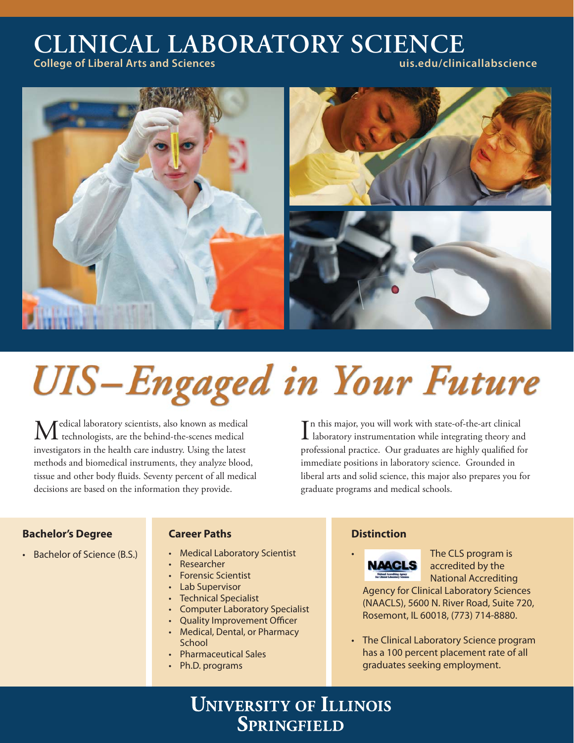# CLINICAL LABORATORY SCIENCE

**College of Liberal Arts and Sciences**

**uis.edu/clinicallabscience**

## *UIS–Engaged in Your Future*

Medical laboratory scientists, also known as medical technologists, are the behind-the-scenes medical investigators in the health care industry. Using the latest methods and biomedical instruments, they analyze blood, tissue and other body fluids. Seventy percent of all medical decisions are based on the information they provide.

In this major, you will work with state-of-the-art clinical laboratory instrumentation while integrating theory and professional practice. Our graduates are highly qualified for immediate positions in laboratory science. Grounded in liberal arts and solid science, this major also prepares you for graduate programs and medical schools.

### Bachelor's Degree

- Bachelor of Science (B.S.)

### Career Paths

- Medical Laboratory Scientist
- Researcher
- Forensic Scientist
- Lab Supervisor
- Technical Specialist
- Computer Laboratory Specialist
- Quality Improvement Officer
- Medical, Dental, or Pharmacy School
- Pharmaceutical Sales
- Ph.D. programs

### Distinction

- The CLS program is accredited by the National Accrediting Agency for Clinical Laboratory Sciences (NAACLS), 5600 N. River Road, Suite 720, Rosemont, IL 60018, (773) 714-8880.
- The Clinical Laboratory Science program has a 100 percent placement rate of all graduates seeking employment.

**UNIVERSITY OF ILLINOIS SPRINGFIELD**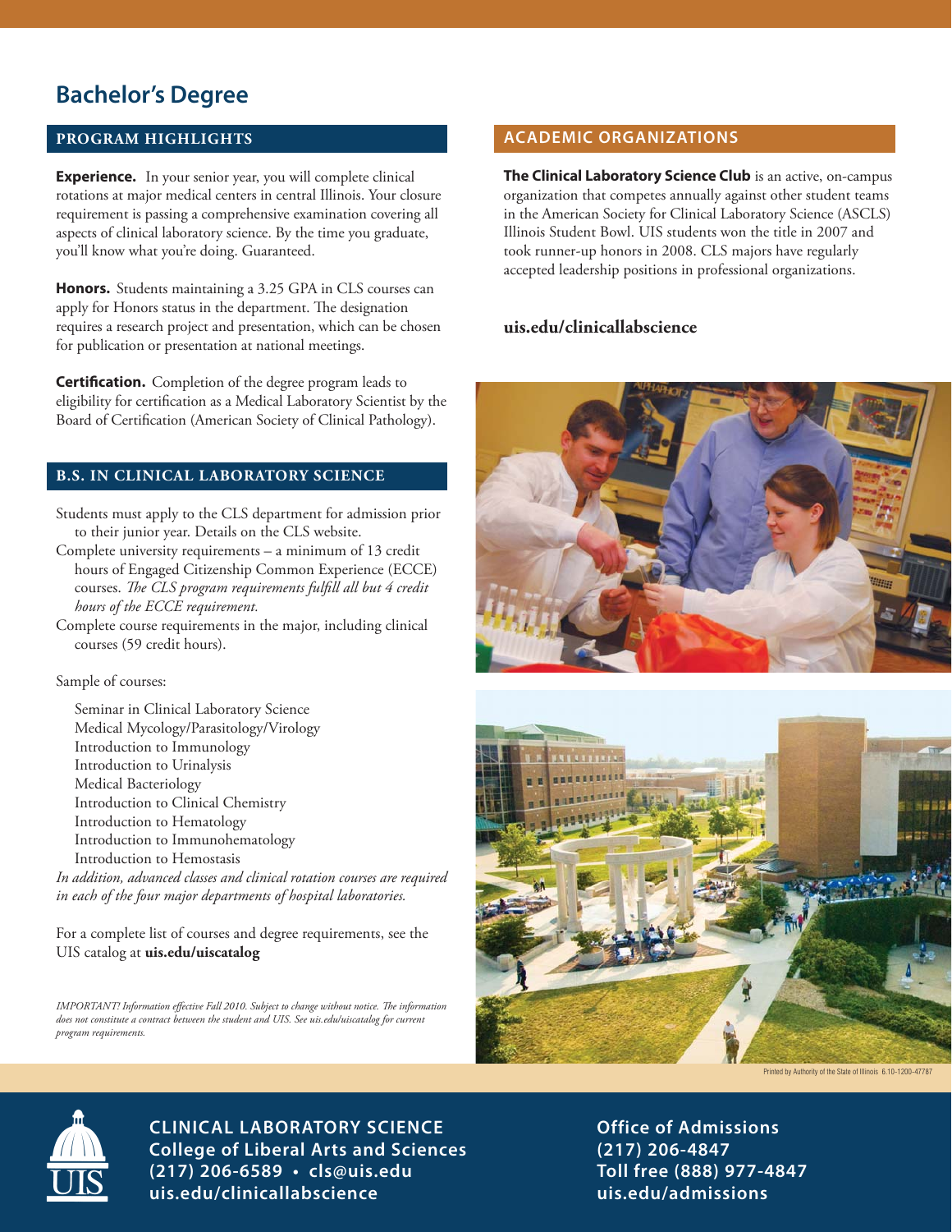# Bachelor's Degree

## PROGRAM HIGHLIGHTS

**Experience.** In your senior year, you will complete clinical rotations at major medical centers in central Illinois. Your closure requirement is passing a comprehensive examination covering all aspects of clinical laboratory science. By the time you graduate, you'll know what you're doing. Guaranteed.

**Honors.** Students maintaining a 3.25 GPA in CLS courses can apply for Honors status in the department. The designation requires a research project and presentation, which can be chosen for publication or presentation at national meetings.

**Certification.** Completion of the degree program leads to eligibility for certification as a Medical Laboratory Scientist by the Board of Certification (American Society of Clinical Pathology).

## B.S. IN CLINICAL LABORATORY SCIENCE

Students must apply to the CLS department for admission prior to their junior year. Details on the CLS website.

Complete university requirements – a minimum of 13 credit hours of Engaged Citizenship Common Experience (ECCE) courses. *The CLS program requirements fulfill all but 4 credit hours of the ECCE requirement.*

Complete course requirements in the major, including clinical courses (59 credit hours).

Sample of courses:

- Seminar in Clinical Laboratory Science
- Medical Mycology/Parasitology/Virology
- Introduction to Immunology
- Introduction to Urinalysis
- Medical Bacteriology
- Introduction to Clinical Chemistry
- Introduction to Hematology
- Introduction to Immunohematology
- Introduction to Hemostasis

*In addition, advanced classes and clinical rotation courses are required in each of the four major departments of hospital laboratories.*

For a complete list of courses and degree requirements, see the UIS catalog at **uis.edu/uiscatalog**

*IMPORTANT! Information effective Fall 2010. Subject to change without notice. The information does not constitute a contract between the student and UIS. See uis.edu/uiscatalog for current program requirements.*

## ACADEMIC ORGANIZATIONS

**The Clinical Laboratory Science Club** is an active, on-campus organization that competes annually against other student teams in the American Society for Clinical Laboratory Science (ASCLS) Illinois Student Bowl. UIS students won the title in 2007 and took runner-up honors in 2008. CLS majors have regularly accepted leadership positions in professional organizations.

**uis.edu/clinicallabscience**

Printed by Authority of the State of Illinois 6.10-1200-47787

**CLINICAL LABORATORY SCIENCE**
**College of Liberal Arts and Sciences**
**(217) 206-6589 • cls@uis.edu**
**uis.edu/clinicallabscience**

**Office of Admissions**
**(217) 206-4847**
**Toll free (888) 977-4847**
**uis.edu/admissions**